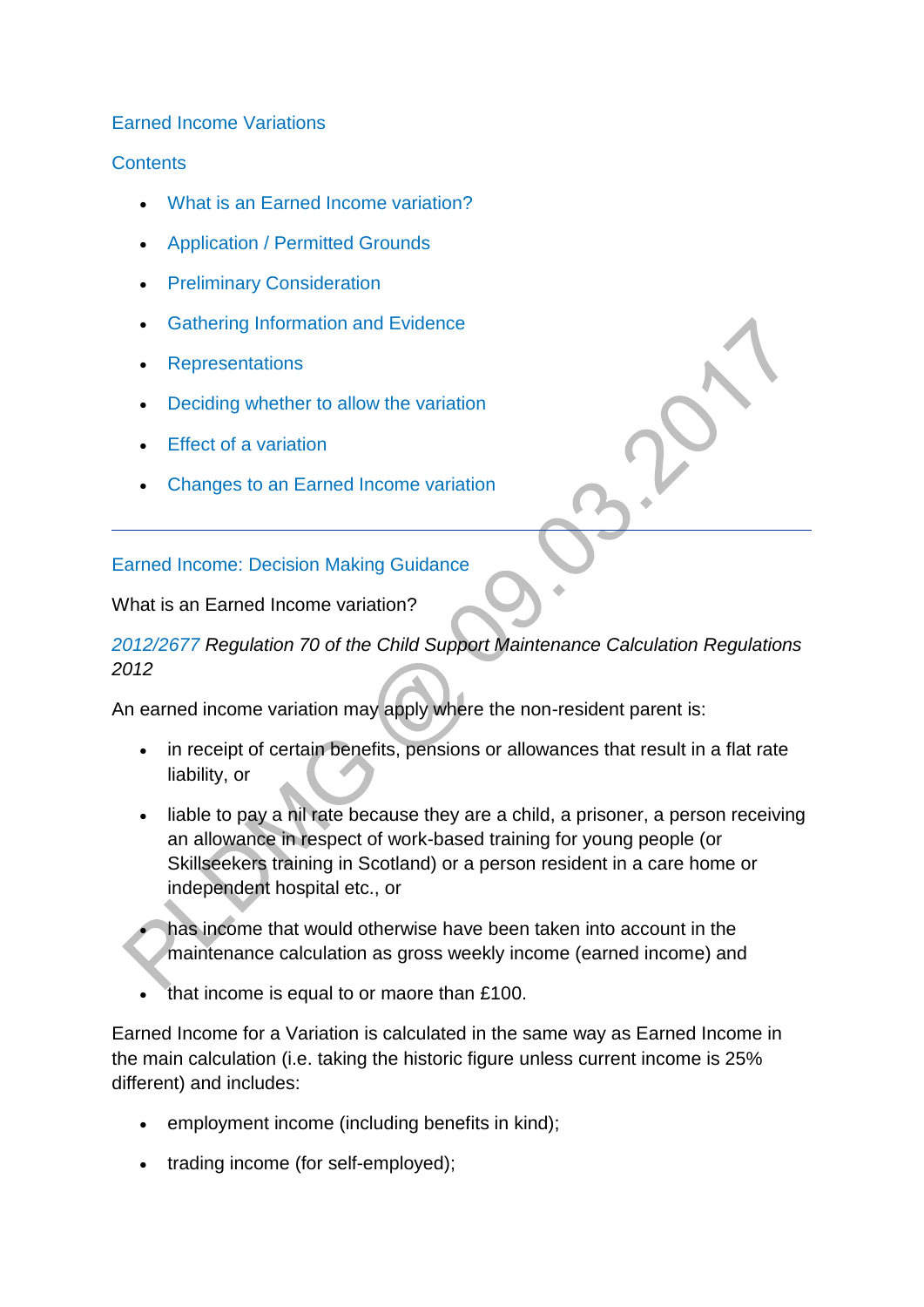## Earned Income Variations

### Contents

- What is an Earned Income variation?
- Application / Permitted Grounds
- Preliminary Consideration
- Gathering Information and Evidence
- Representations
- Deciding whether to allow the variation
- Effect of a variation
- Changes to an Earned Income variation

---

## Earned Income: Decision Making Guidance

### What is an Earned Income variation?

*2012/2677 Regulation 70 of the Child Support Maintenance Calculation Regulations 2012*

An earned income variation may apply where the non-resident parent is:

- in receipt of certain benefits, pensions or allowances that result in a flat rate liability, or
- liable to pay a nil rate because they are a child, a prisoner, a person receiving an allowance in respect of work-based training for young people (or Skillseekers training in Scotland) or a person resident in a care home or independent hospital etc., or
- has income that would otherwise have been taken into account in the maintenance calculation as gross weekly income (earned income) and
- that income is equal to or maore than £100.

Earned Income for a Variation is calculated in the same way as Earned Income in the main calculation (i.e. taking the historic figure unless current income is 25% different) and includes:

- employment income (including benefits in kind);
- trading income (for self-employed);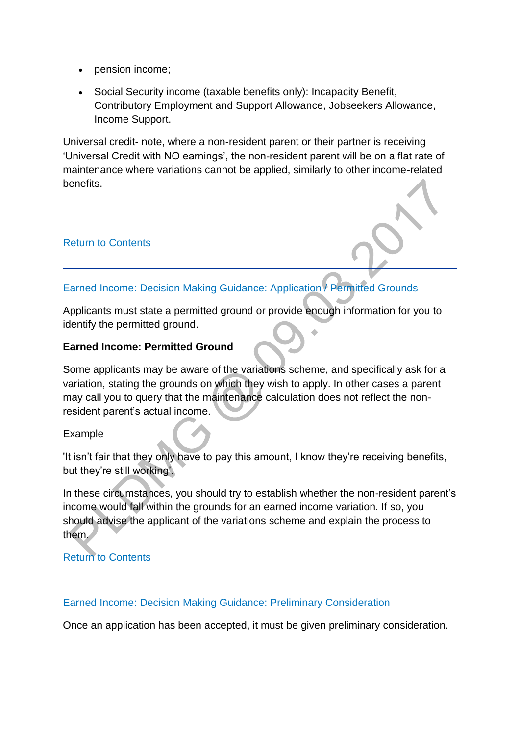- pension income;
- Social Security income (taxable benefits only): Incapacity Benefit, Contributory Employment and Support Allowance, Jobseekers Allowance, Income Support.

Universal credit- note, where a non-resident parent or their partner is receiving ‘Universal Credit with NO earnings’, the non-resident parent will be on a flat rate of maintenance where variations cannot be applied, similarly to other income-related benefits.

Return to Contents

---

## Earned Income: Decision Making Guidance: Application / Permitted Grounds

Applicants must state a permitted ground or provide enough information for you to identify the permitted ground.

**Earned Income: Permitted Ground**

Some applicants may be aware of the variations scheme, and specifically ask for a variation, stating the grounds on which they wish to apply. In other cases a parent may call you to query that the maintenance calculation does not reflect the non-resident parent’s actual income.

Example

'It isn’t fair that they only have to pay this amount, I know they’re receiving benefits, but they’re still working'.

In these circumstances, you should try to establish whether the non-resident parent’s income would fall within the grounds for an earned income variation. If so, you should advise the applicant of the variations scheme and explain the process to them.

Return to Contents

---

## Earned Income: Decision Making Guidance: Preliminary Consideration

Once an application has been accepted, it must be given preliminary consideration.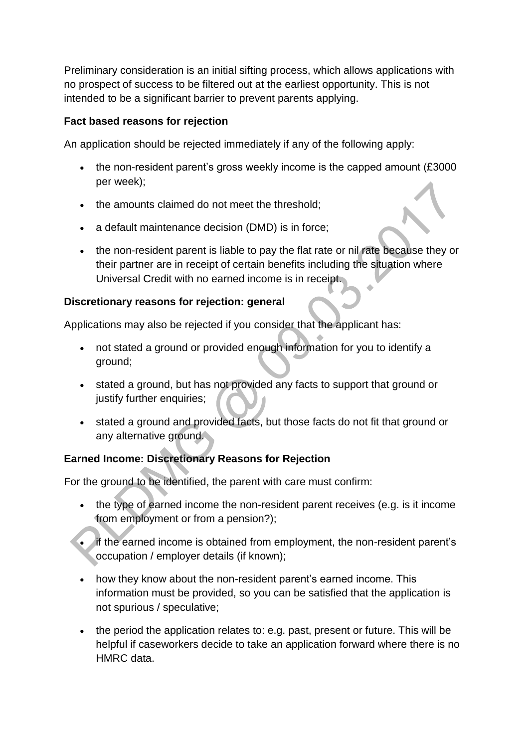Preliminary consideration is an initial sifting process, which allows applications with no prospect of success to be filtered out at the earliest opportunity. This is not intended to be a significant barrier to prevent parents applying.

**Fact based reasons for rejection**

An application should be rejected immediately if any of the following apply:

- the non-resident parent's gross weekly income is the capped amount (£3000 per week);
- the amounts claimed do not meet the threshold;
- a default maintenance decision (DMD) is in force;
- the non-resident parent is liable to pay the flat rate or nil rate because they or their partner are in receipt of certain benefits including the situation where Universal Credit with no earned income is in receipt.

**Discretionary reasons for rejection: general**

Applications may also be rejected if you consider that the applicant has:

- not stated a ground or provided enough information for you to identify a ground;
- stated a ground, but has not provided any facts to support that ground or justify further enquiries;
- stated a ground and provided facts, but those facts do not fit that ground or any alternative ground.

**Earned Income: Discretionary Reasons for Rejection**

For the ground to be identified, the parent with care must confirm:

- the type of earned income the non-resident parent receives (e.g. is it income from employment or from a pension?);
- if the earned income is obtained from employment, the non-resident parent's occupation / employer details (if known);
- how they know about the non-resident parent's earned income. This information must be provided, so you can be satisfied that the application is not spurious / speculative;
- the period the application relates to: e.g. past, present or future. This will be helpful if caseworkers decide to take an application forward where there is no HMRC data.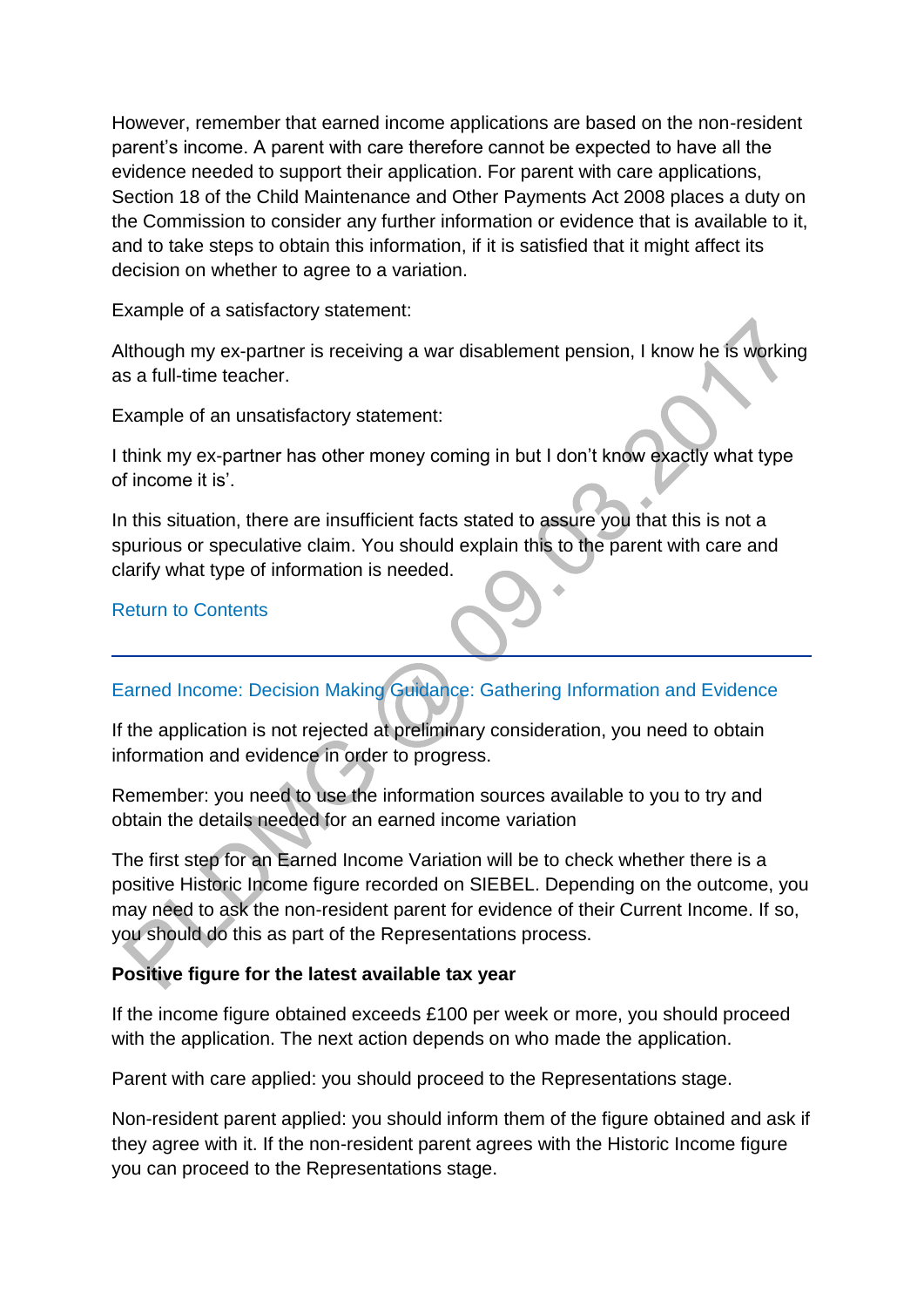However, remember that earned income applications are based on the non-resident parent's income. A parent with care therefore cannot be expected to have all the evidence needed to support their application. For parent with care applications, Section 18 of the Child Maintenance and Other Payments Act 2008 places a duty on the Commission to consider any further information or evidence that is available to it, and to take steps to obtain this information, if it is satisfied that it might affect its decision on whether to agree to a variation.

Example of a satisfactory statement:

Although my ex-partner is receiving a war disablement pension, I know he is working as a full-time teacher.

Example of an unsatisfactory statement:

I think my ex-partner has other money coming in but I don't know exactly what type of income it is'.

In this situation, there are insufficient facts stated to assure you that this is not a spurious or speculative claim. You should explain this to the parent with care and clarify what type of information is needed.

Return to Contents

---

## Earned Income: Decision Making Guidance: Gathering Information and Evidence

If the application is not rejected at preliminary consideration, you need to obtain information and evidence in order to progress.

Remember: you need to use the information sources available to you to try and obtain the details needed for an earned income variation

The first step for an Earned Income Variation will be to check whether there is a positive Historic Income figure recorded on SIEBEL. Depending on the outcome, you may need to ask the non-resident parent for evidence of their Current Income. If so, you should do this as part of the Representations process.

**Positive figure for the latest available tax year**

If the income figure obtained exceeds £100 per week or more, you should proceed with the application. The next action depends on who made the application.

Parent with care applied: you should proceed to the Representations stage.

Non-resident parent applied: you should inform them of the figure obtained and ask if they agree with it. If the non-resident parent agrees with the Historic Income figure you can proceed to the Representations stage.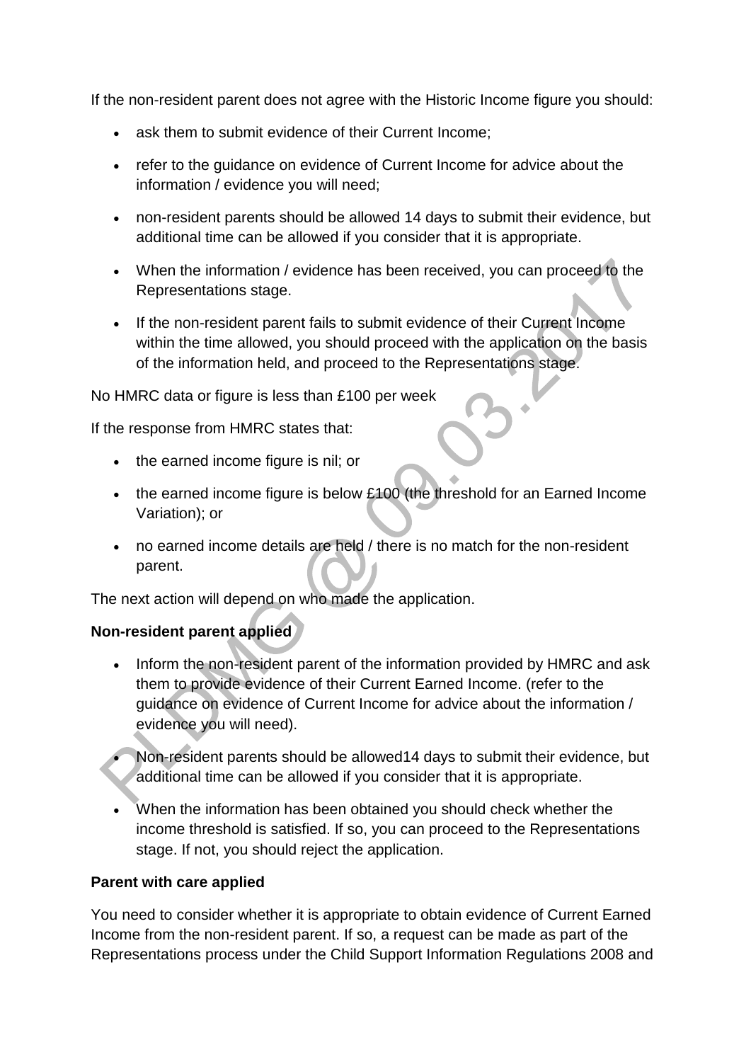If the non-resident parent does not agree with the Historic Income figure you should:

- ask them to submit evidence of their Current Income;
- refer to the guidance on evidence of Current Income for advice about the information / evidence you will need;
- non-resident parents should be allowed 14 days to submit their evidence, but additional time can be allowed if you consider that it is appropriate.
- When the information / evidence has been received, you can proceed to the Representations stage.
- If the non-resident parent fails to submit evidence of their Current Income within the time allowed, you should proceed with the application on the basis of the information held, and proceed to the Representations stage.

No HMRC data or figure is less than £100 per week

If the response from HMRC states that:

- the earned income figure is nil; or
- the earned income figure is below £100 (the threshold for an Earned Income Variation); or
- no earned income details are held / there is no match for the non-resident parent.

The next action will depend on who made the application.

**Non-resident parent applied**

- Inform the non-resident parent of the information provided by HMRC and ask them to provide evidence of their Current Earned Income. (refer to the guidance on evidence of Current Income for advice about the information / evidence you will need).
- Non-resident parents should be allowed14 days to submit their evidence, but additional time can be allowed if you consider that it is appropriate.
- When the information has been obtained you should check whether the income threshold is satisfied. If so, you can proceed to the Representations stage. If not, you should reject the application.

**Parent with care applied**

You need to consider whether it is appropriate to obtain evidence of Current Earned Income from the non-resident parent. If so, a request can be made as part of the Representations process under the Child Support Information Regulations 2008 and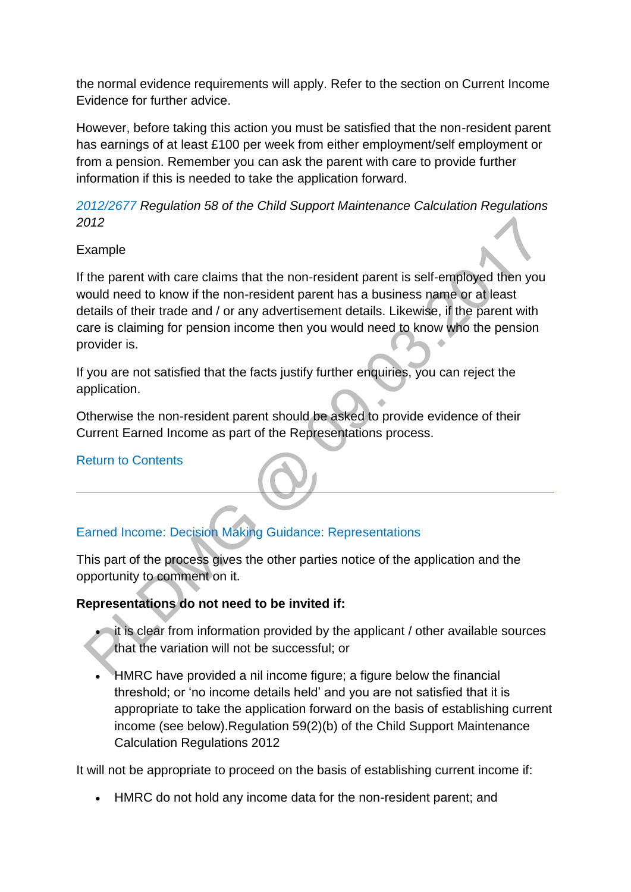the normal evidence requirements will apply. Refer to the section on Current Income Evidence for further advice.

However, before taking this action you must be satisfied that the non-resident parent has earnings of at least £100 per week from either employment/self employment or from a pension. Remember you can ask the parent with care to provide further information if this is needed to take the application forward.

*2012/2677 Regulation 58 of the Child Support Maintenance Calculation Regulations 2012*

Example

If the parent with care claims that the non-resident parent is self-employed then you would need to know if the non-resident parent has a business name or at least details of their trade and / or any advertisement details. Likewise, if the parent with care is claiming for pension income then you would need to know who the pension provider is.

If you are not satisfied that the facts justify further enquiries, you can reject the application.

Otherwise the non-resident parent should be asked to provide evidence of their Current Earned Income as part of the Representations process.

Return to Contents

---

## Earned Income: Decision Making Guidance: Representations

This part of the process gives the other parties notice of the application and the opportunity to comment on it.

**Representations do not need to be invited if:**

- it is clear from information provided by the applicant / other available sources that the variation will not be successful; or
- HMRC have provided a nil income figure; a figure below the financial threshold; or 'no income details held' and you are not satisfied that it is appropriate to take the application forward on the basis of establishing current income (see below).Regulation 59(2)(b) of the Child Support Maintenance Calculation Regulations 2012

It will not be appropriate to proceed on the basis of establishing current income if:

- HMRC do not hold any income data for the non-resident parent; and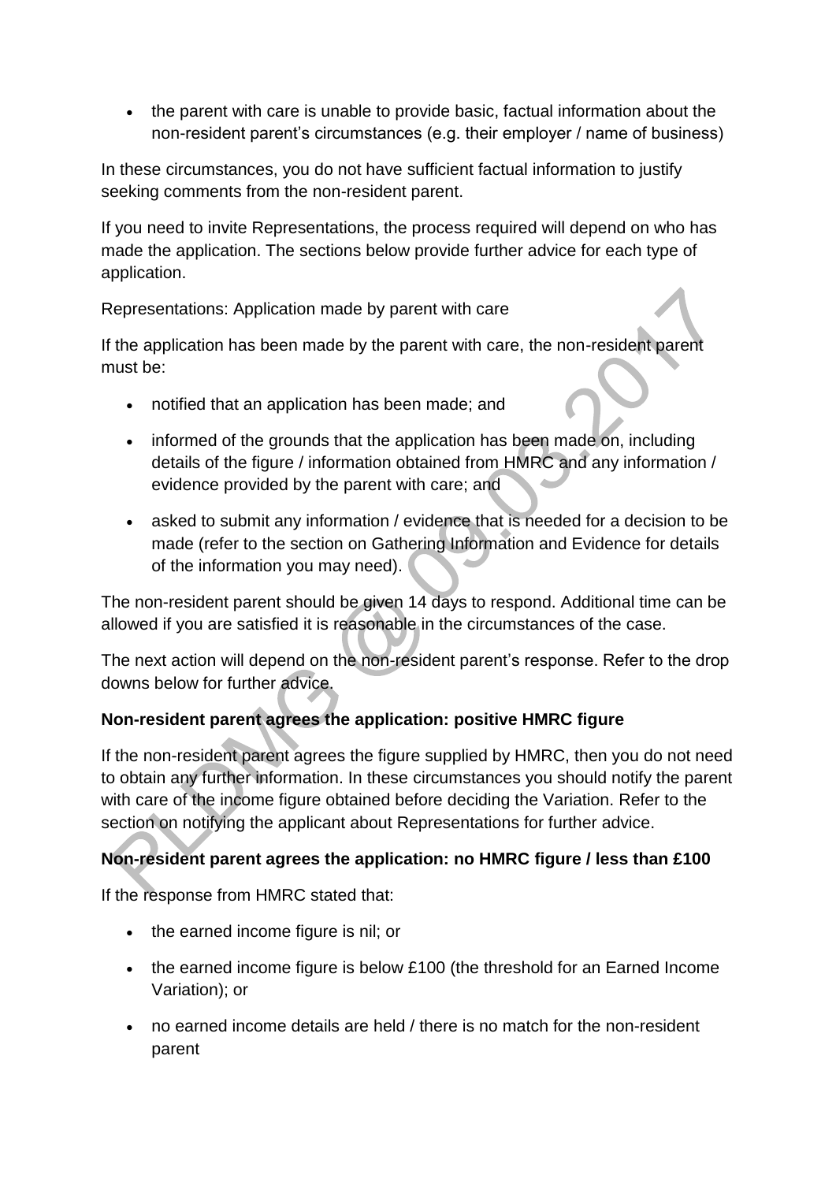- the parent with care is unable to provide basic, factual information about the non-resident parent's circumstances (e.g. their employer / name of business)

In these circumstances, you do not have sufficient factual information to justify seeking comments from the non-resident parent.

If you need to invite Representations, the process required will depend on who has made the application. The sections below provide further advice for each type of application.

Representations: Application made by parent with care

If the application has been made by the parent with care, the non-resident parent must be:

- notified that an application has been made; and
- informed of the grounds that the application has been made on, including details of the figure / information obtained from HMRC and any information / evidence provided by the parent with care; and
- asked to submit any information / evidence that is needed for a decision to be made (refer to the section on Gathering Information and Evidence for details of the information you may need).

The non-resident parent should be given 14 days to respond. Additional time can be allowed if you are satisfied it is reasonable in the circumstances of the case.

The next action will depend on the non-resident parent's response. Refer to the drop downs below for further advice.

**Non-resident parent agrees the application: positive HMRC figure**

If the non-resident parent agrees the figure supplied by HMRC, then you do not need to obtain any further information. In these circumstances you should notify the parent with care of the income figure obtained before deciding the Variation. Refer to the section on notifying the applicant about Representations for further advice.

**Non-resident parent agrees the application: no HMRC figure / less than £100**

If the response from HMRC stated that:

- the earned income figure is nil; or
- the earned income figure is below £100 (the threshold for an Earned Income Variation); or
- no earned income details are held / there is no match for the non-resident parent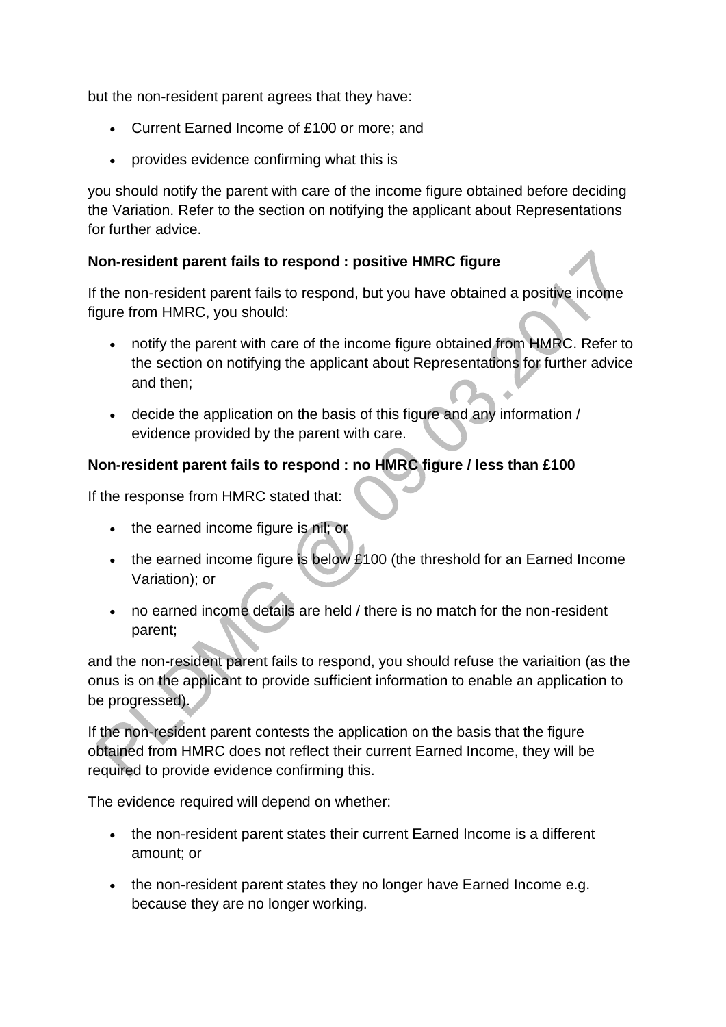but the non-resident parent agrees that they have:

- Current Earned Income of £100 or more; and
- provides evidence confirming what this is

you should notify the parent with care of the income figure obtained before deciding the Variation. Refer to the section on notifying the applicant about Representations for further advice.

**Non-resident parent fails to respond : positive HMRC figure**

If the non-resident parent fails to respond, but you have obtained a positive income figure from HMRC, you should:

- notify the parent with care of the income figure obtained from HMRC. Refer to the section on notifying the applicant about Representations for further advice and then;
- decide the application on the basis of this figure and any information / evidence provided by the parent with care.

**Non-resident parent fails to respond : no HMRC figure / less than £100**

If the response from HMRC stated that:

- the earned income figure is nil; or
- the earned income figure is below £100 (the threshold for an Earned Income Variation); or
- no earned income details are held / there is no match for the non-resident parent;

and the non-resident parent fails to respond, you should refuse the variaition (as the onus is on the applicant to provide sufficient information to enable an application to be progressed).

If the non-resident parent contests the application on the basis that the figure obtained from HMRC does not reflect their current Earned Income, they will be required to provide evidence confirming this.

The evidence required will depend on whether:

- the non-resident parent states their current Earned Income is a different amount; or
- the non-resident parent states they no longer have Earned Income e.g. because they are no longer working.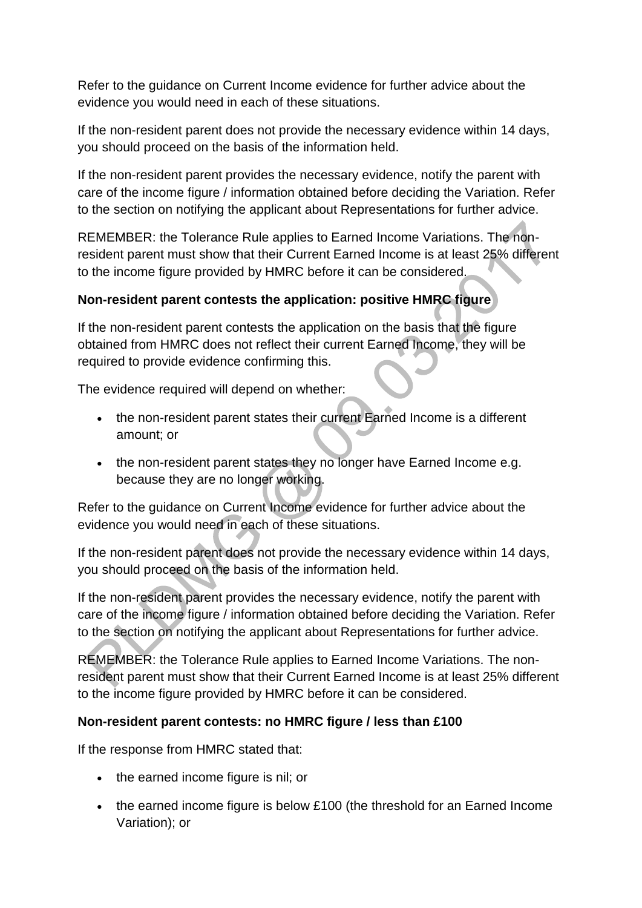Refer to the guidance on Current Income evidence for further advice about the evidence you would need in each of these situations.

If the non-resident parent does not provide the necessary evidence within 14 days, you should proceed on the basis of the information held.

If the non-resident parent provides the necessary evidence, notify the parent with care of the income figure / information obtained before deciding the Variation. Refer to the section on notifying the applicant about Representations for further advice.

REMEMBER: the Tolerance Rule applies to Earned Income Variations. The non-resident parent must show that their Current Earned Income is at least 25% different to the income figure provided by HMRC before it can be considered.

**Non-resident parent contests the application: positive HMRC figure**

If the non-resident parent contests the application on the basis that the figure obtained from HMRC does not reflect their current Earned Income, they will be required to provide evidence confirming this.

The evidence required will depend on whether:

- the non-resident parent states their current Earned Income is a different amount; or
- the non-resident parent states they no longer have Earned Income e.g. because they are no longer working.

Refer to the guidance on Current Income evidence for further advice about the evidence you would need in each of these situations.

If the non-resident parent does not provide the necessary evidence within 14 days, you should proceed on the basis of the information held.

If the non-resident parent provides the necessary evidence, notify the parent with care of the income figure / information obtained before deciding the Variation. Refer to the section on notifying the applicant about Representations for further advice.

REMEMBER: the Tolerance Rule applies to Earned Income Variations. The non-resident parent must show that their Current Earned Income is at least 25% different to the income figure provided by HMRC before it can be considered.

**Non-resident parent contests: no HMRC figure / less than £100**

If the response from HMRC stated that:

- the earned income figure is nil; or
- the earned income figure is below £100 (the threshold for an Earned Income Variation); or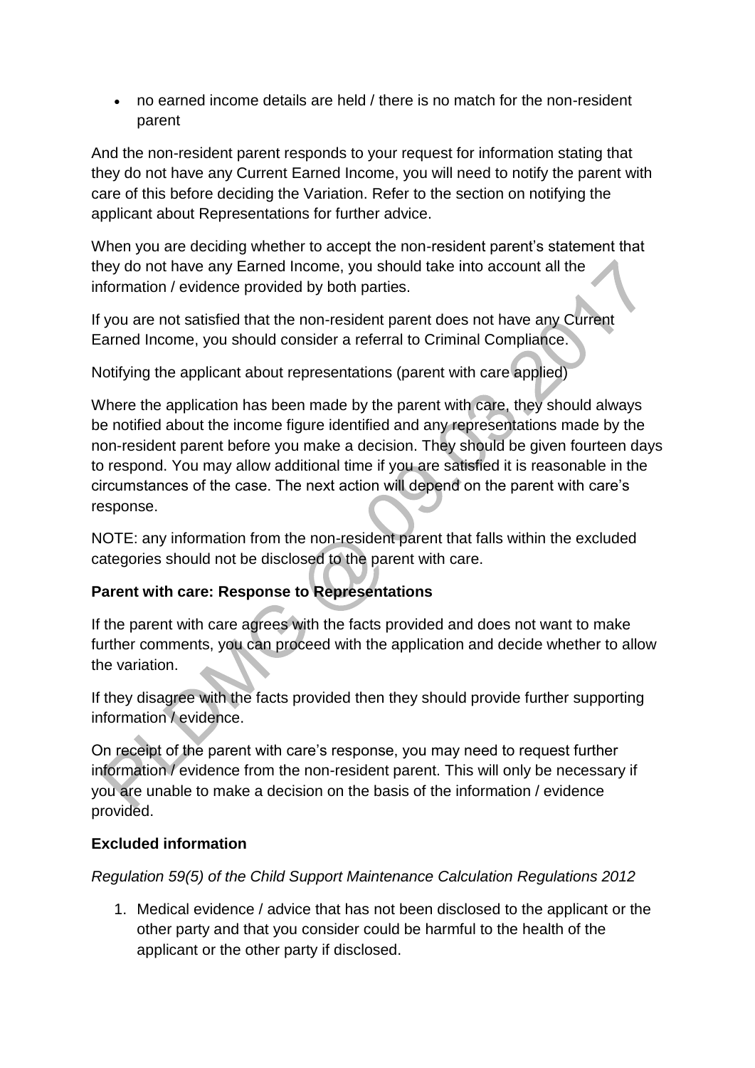- no earned income details are held / there is no match for the non-resident parent

And the non-resident parent responds to your request for information stating that they do not have any Current Earned Income, you will need to notify the parent with care of this before deciding the Variation. Refer to the section on notifying the applicant about Representations for further advice.

When you are deciding whether to accept the non-resident parent's statement that they do not have any Earned Income, you should take into account all the information / evidence provided by both parties.

If you are not satisfied that the non-resident parent does not have any Current Earned Income, you should consider a referral to Criminal Compliance.

Notifying the applicant about representations (parent with care applied)

Where the application has been made by the parent with care, they should always be notified about the income figure identified and any representations made by the non-resident parent before you make a decision. They should be given fourteen days to respond. You may allow additional time if you are satisfied it is reasonable in the circumstances of the case. The next action will depend on the parent with care's response.

NOTE: any information from the non-resident parent that falls within the excluded categories should not be disclosed to the parent with care.

**Parent with care: Response to Representations**

If the parent with care agrees with the facts provided and does not want to make further comments, you can proceed with the application and decide whether to allow the variation.

If they disagree with the facts provided then they should provide further supporting information / evidence.

On receipt of the parent with care's response, you may need to request further information / evidence from the non-resident parent. This will only be necessary if you are unable to make a decision on the basis of the information / evidence provided.

**Excluded information**

*Regulation 59(5) of the Child Support Maintenance Calculation Regulations 2012*

1. Medical evidence / advice that has not been disclosed to the applicant or the other party and that you consider could be harmful to the health of the applicant or the other party if disclosed.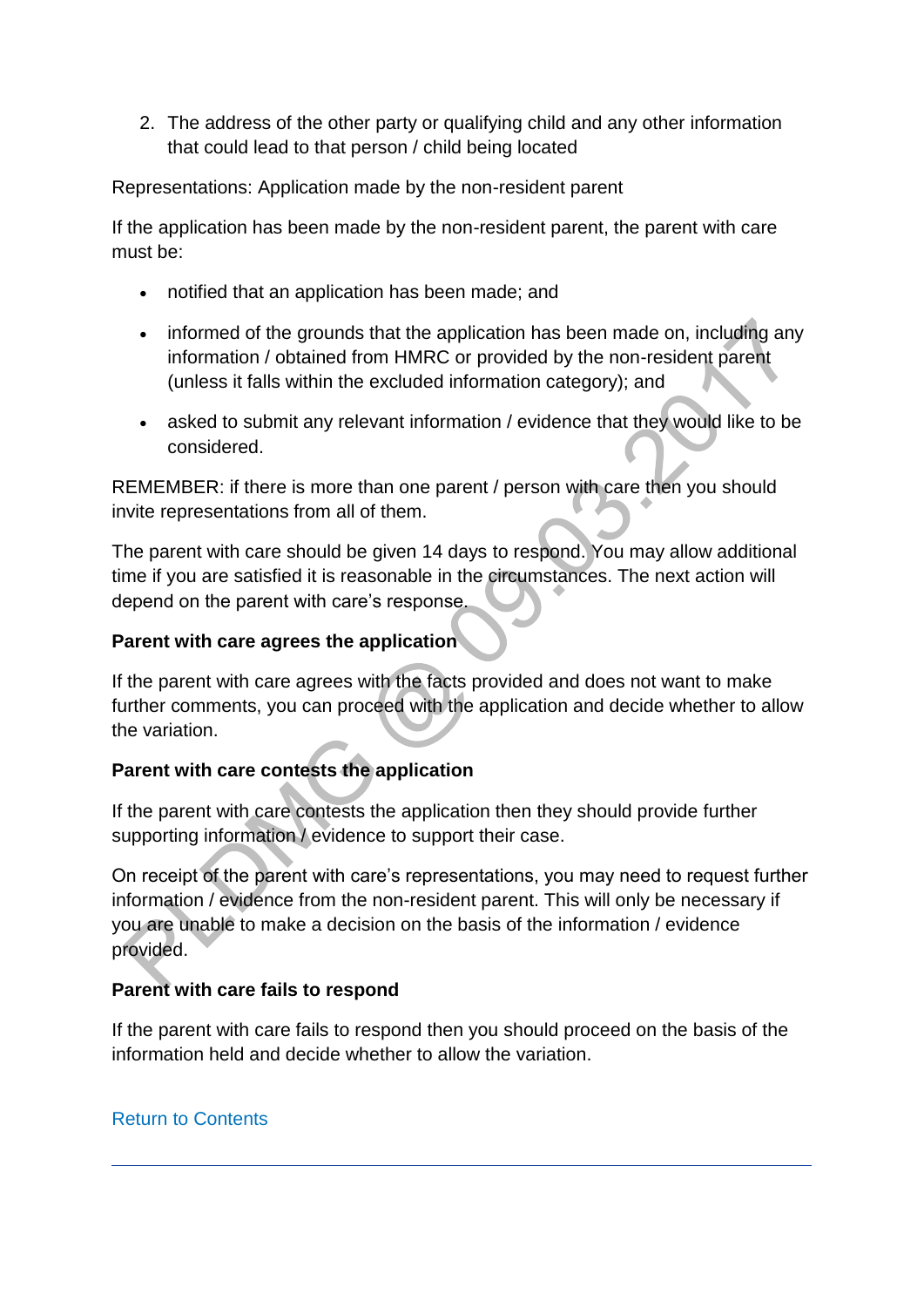2. The address of the other party or qualifying child and any other information that could lead to that person / child being located

Representations: Application made by the non-resident parent

If the application has been made by the non-resident parent, the parent with care must be:

- notified that an application has been made; and
- informed of the grounds that the application has been made on, including any information / obtained from HMRC or provided by the non-resident parent (unless it falls within the excluded information category); and
- asked to submit any relevant information / evidence that they would like to be considered.

REMEMBER: if there is more than one parent / person with care then you should invite representations from all of them.

The parent with care should be given 14 days to respond. You may allow additional time if you are satisfied it is reasonable in the circumstances. The next action will depend on the parent with care's response.

**Parent with care agrees the application**

If the parent with care agrees with the facts provided and does not want to make further comments, you can proceed with the application and decide whether to allow the variation.

**Parent with care contests the application**

If the parent with care contests the application then they should provide further supporting information / evidence to support their case.

On receipt of the parent with care's representations, you may need to request further information / evidence from the non-resident parent. This will only be necessary if you are unable to make a decision on the basis of the information / evidence provided.

**Parent with care fails to respond**

If the parent with care fails to respond then you should proceed on the basis of the information held and decide whether to allow the variation.

Return to Contents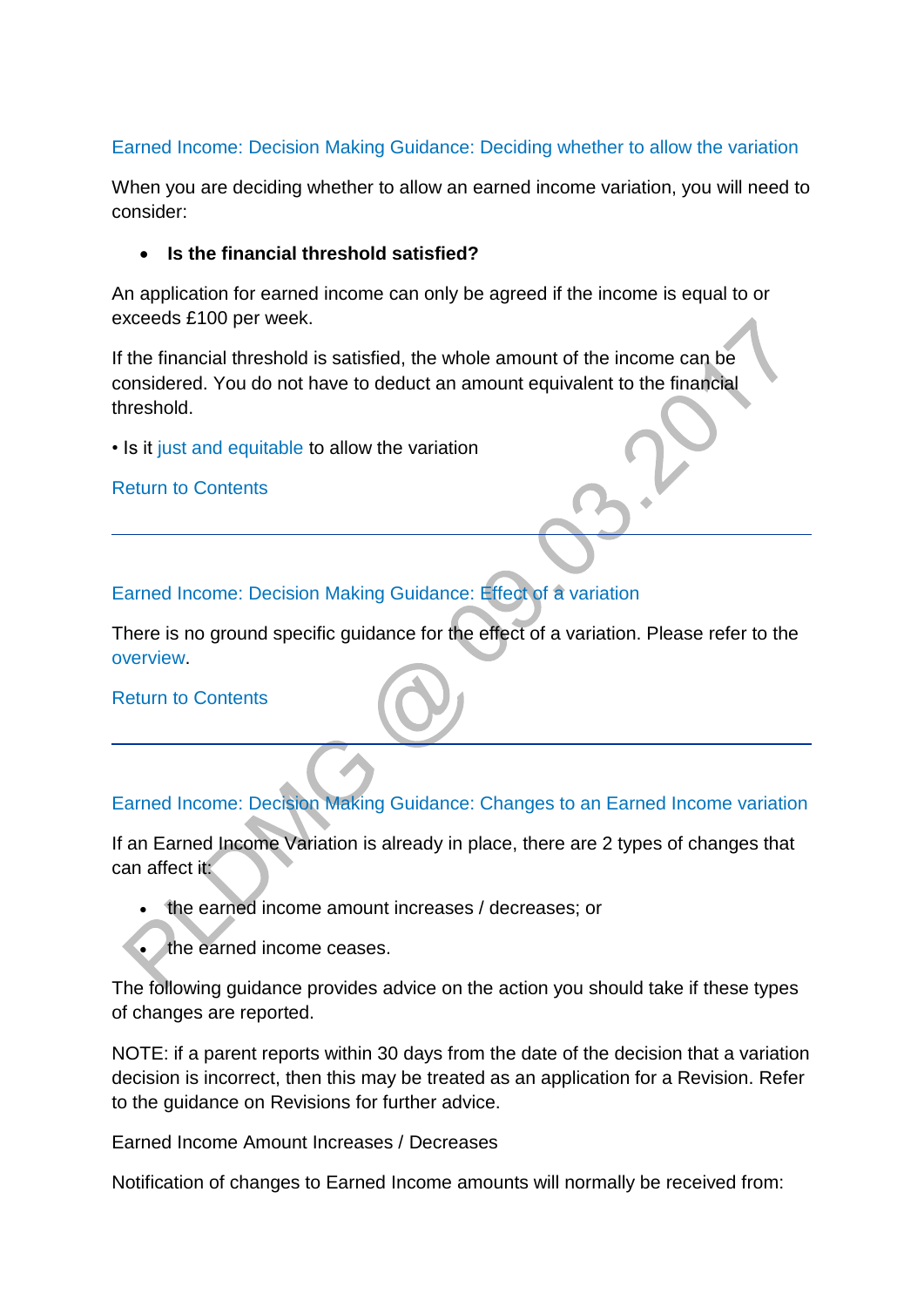## Earned Income: Decision Making Guidance: Deciding whether to allow the variation

When you are deciding whether to allow an earned income variation, you will need to consider:

- **Is the financial threshold satisfied?**

An application for earned income can only be agreed if the income is equal to or exceeds £100 per week.

If the financial threshold is satisfied, the whole amount of the income can be considered. You do not have to deduct an amount equivalent to the financial threshold.

• Is it just and equitable to allow the variation

Return to Contents

---

## Earned Income: Decision Making Guidance: Effect of a variation

There is no ground specific guidance for the effect of a variation. Please refer to the overview.

Return to Contents

---

## Earned Income: Decision Making Guidance: Changes to an Earned Income variation

If an Earned Income Variation is already in place, there are 2 types of changes that can affect it:

- the earned income amount increases / decreases; or
- the earned income ceases.

The following guidance provides advice on the action you should take if these types of changes are reported.

NOTE: if a parent reports within 30 days from the date of the decision that a variation decision is incorrect, then this may be treated as an application for a Revision. Refer to the guidance on Revisions for further advice.

Earned Income Amount Increases / Decreases

Notification of changes to Earned Income amounts will normally be received from: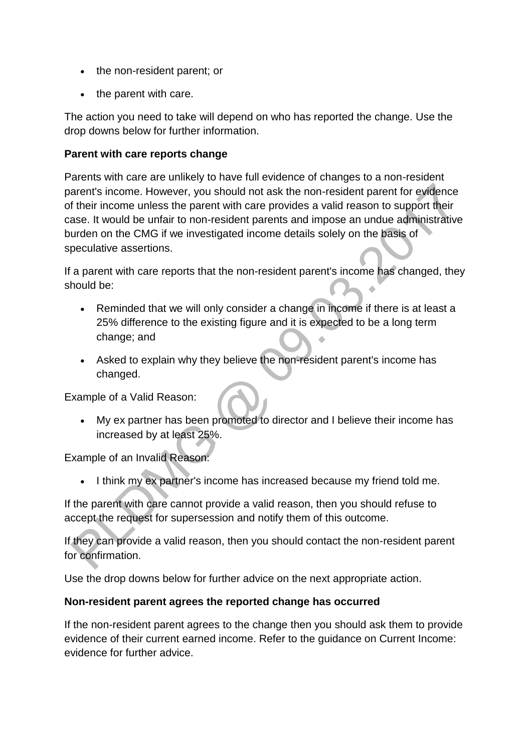- the non-resident parent; or
- the parent with care.

The action you need to take will depend on who has reported the change. Use the drop downs below for further information.

**Parent with care reports change**

Parents with care are unlikely to have full evidence of changes to a non-resident parent's income. However, you should not ask the non-resident parent for evidence of their income unless the parent with care provides a valid reason to support their case. It would be unfair to non-resident parents and impose an undue administrative burden on the CMG if we investigated income details solely on the basis of speculative assertions.

If a parent with care reports that the non-resident parent's income has changed, they should be:

- Reminded that we will only consider a change in income if there is at least a 25% difference to the existing figure and it is expected to be a long term change; and
- Asked to explain why they believe the non-resident parent's income has changed.

Example of a Valid Reason:

- My ex partner has been promoted to director and I believe their income has increased by at least 25%.

Example of an Invalid Reason:

- I think my ex partner's income has increased because my friend told me.

If the parent with care cannot provide a valid reason, then you should refuse to accept the request for supersession and notify them of this outcome.

If they can provide a valid reason, then you should contact the non-resident parent for confirmation.

Use the drop downs below for further advice on the next appropriate action.

**Non-resident parent agrees the reported change has occurred**

If the non-resident parent agrees to the change then you should ask them to provide evidence of their current earned income. Refer to the guidance on Current Income: evidence for further advice.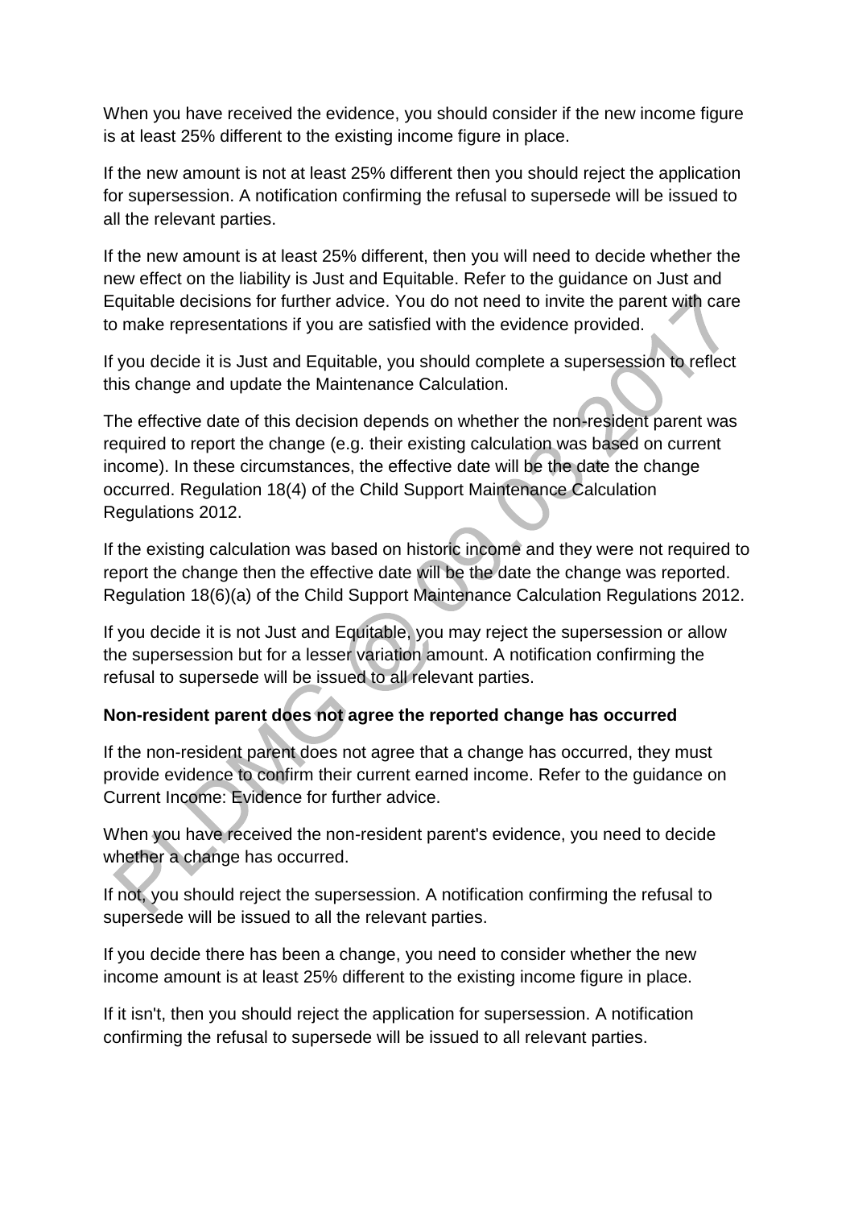When you have received the evidence, you should consider if the new income figure is at least 25% different to the existing income figure in place.

If the new amount is not at least 25% different then you should reject the application for supersession. A notification confirming the refusal to supersede will be issued to all the relevant parties.

If the new amount is at least 25% different, then you will need to decide whether the new effect on the liability is Just and Equitable. Refer to the guidance on Just and Equitable decisions for further advice. You do not need to invite the parent with care to make representations if you are satisfied with the evidence provided.

If you decide it is Just and Equitable, you should complete a supersession to reflect this change and update the Maintenance Calculation.

The effective date of this decision depends on whether the non-resident parent was required to report the change (e.g. their existing calculation was based on current income). In these circumstances, the effective date will be the date the change occurred. Regulation 18(4) of the Child Support Maintenance Calculation Regulations 2012.

If the existing calculation was based on historic income and they were not required to report the change then the effective date will be the date the change was reported. Regulation 18(6)(a) of the Child Support Maintenance Calculation Regulations 2012.

If you decide it is not Just and Equitable, you may reject the supersession or allow the supersession but for a lesser variation amount. A notification confirming the refusal to supersede will be issued to all relevant parties.

**Non-resident parent does not agree the reported change has occurred**

If the non-resident parent does not agree that a change has occurred, they must provide evidence to confirm their current earned income. Refer to the guidance on Current Income: Evidence for further advice.

When you have received the non-resident parent's evidence, you need to decide whether a change has occurred.

If not, you should reject the supersession. A notification confirming the refusal to supersede will be issued to all the relevant parties.

If you decide there has been a change, you need to consider whether the new income amount is at least 25% different to the existing income figure in place.

If it isn't, then you should reject the application for supersession. A notification confirming the refusal to supersede will be issued to all relevant parties.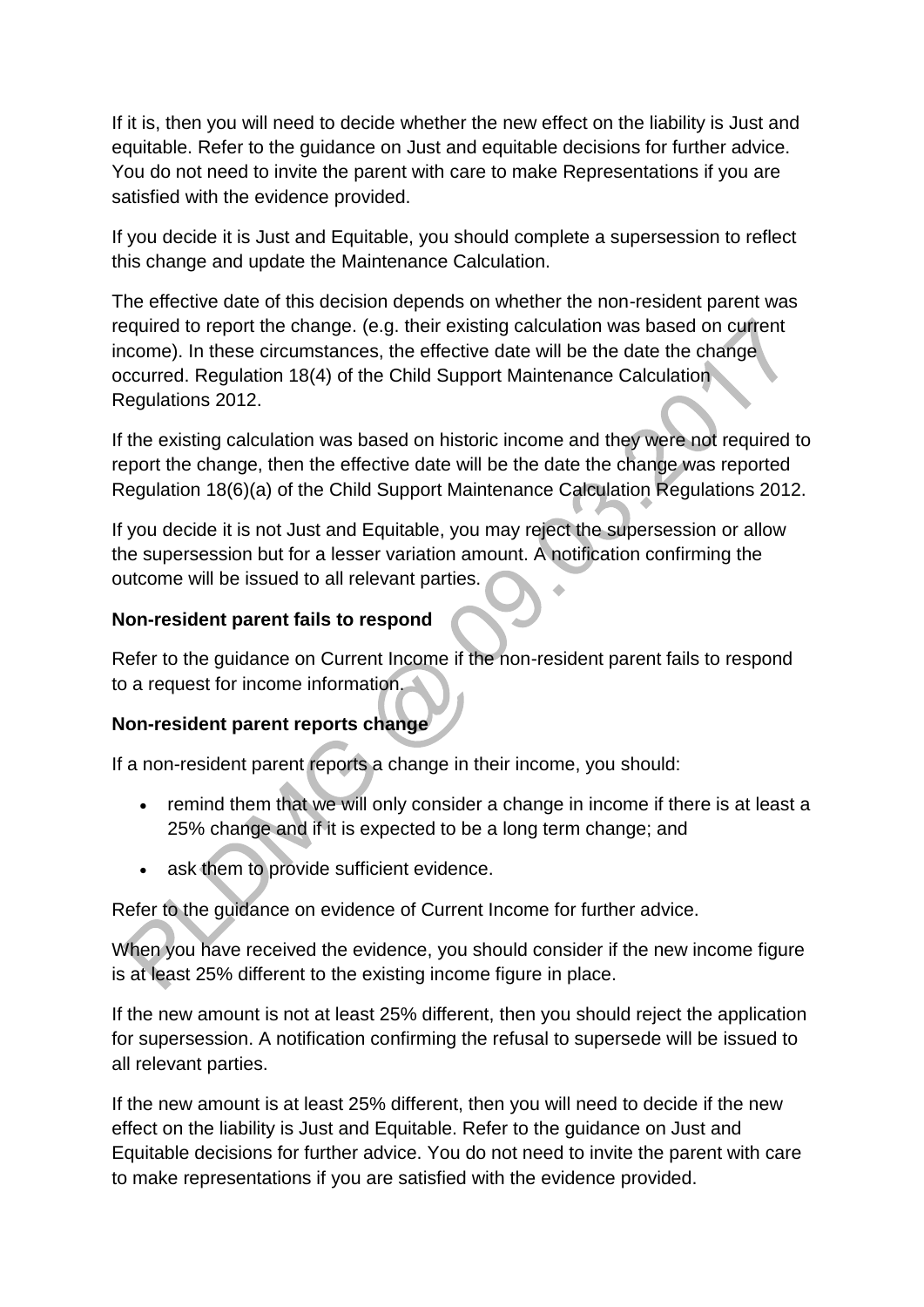If it is, then you will need to decide whether the new effect on the liability is Just and equitable. Refer to the guidance on Just and equitable decisions for further advice. You do not need to invite the parent with care to make Representations if you are satisfied with the evidence provided.

If you decide it is Just and Equitable, you should complete a supersession to reflect this change and update the Maintenance Calculation.

The effective date of this decision depends on whether the non-resident parent was required to report the change. (e.g. their existing calculation was based on current income). In these circumstances, the effective date will be the date the change occurred. Regulation 18(4) of the Child Support Maintenance Calculation Regulations 2012.

If the existing calculation was based on historic income and they were not required to report the change, then the effective date will be the date the change was reported Regulation 18(6)(a) of the Child Support Maintenance Calculation Regulations 2012.

If you decide it is not Just and Equitable, you may reject the supersession or allow the supersession but for a lesser variation amount. A notification confirming the outcome will be issued to all relevant parties.

**Non-resident parent fails to respond**

Refer to the guidance on Current Income if the non-resident parent fails to respond to a request for income information.

**Non-resident parent reports change**

If a non-resident parent reports a change in their income, you should:

- remind them that we will only consider a change in income if there is at least a 25% change and if it is expected to be a long term change; and
- ask them to provide sufficient evidence.

Refer to the guidance on evidence of Current Income for further advice.

When you have received the evidence, you should consider if the new income figure is at least 25% different to the existing income figure in place.

If the new amount is not at least 25% different, then you should reject the application for supersession. A notification confirming the refusal to supersede will be issued to all relevant parties.

If the new amount is at least 25% different, then you will need to decide if the new effect on the liability is Just and Equitable. Refer to the guidance on Just and Equitable decisions for further advice. You do not need to invite the parent with care to make representations if you are satisfied with the evidence provided.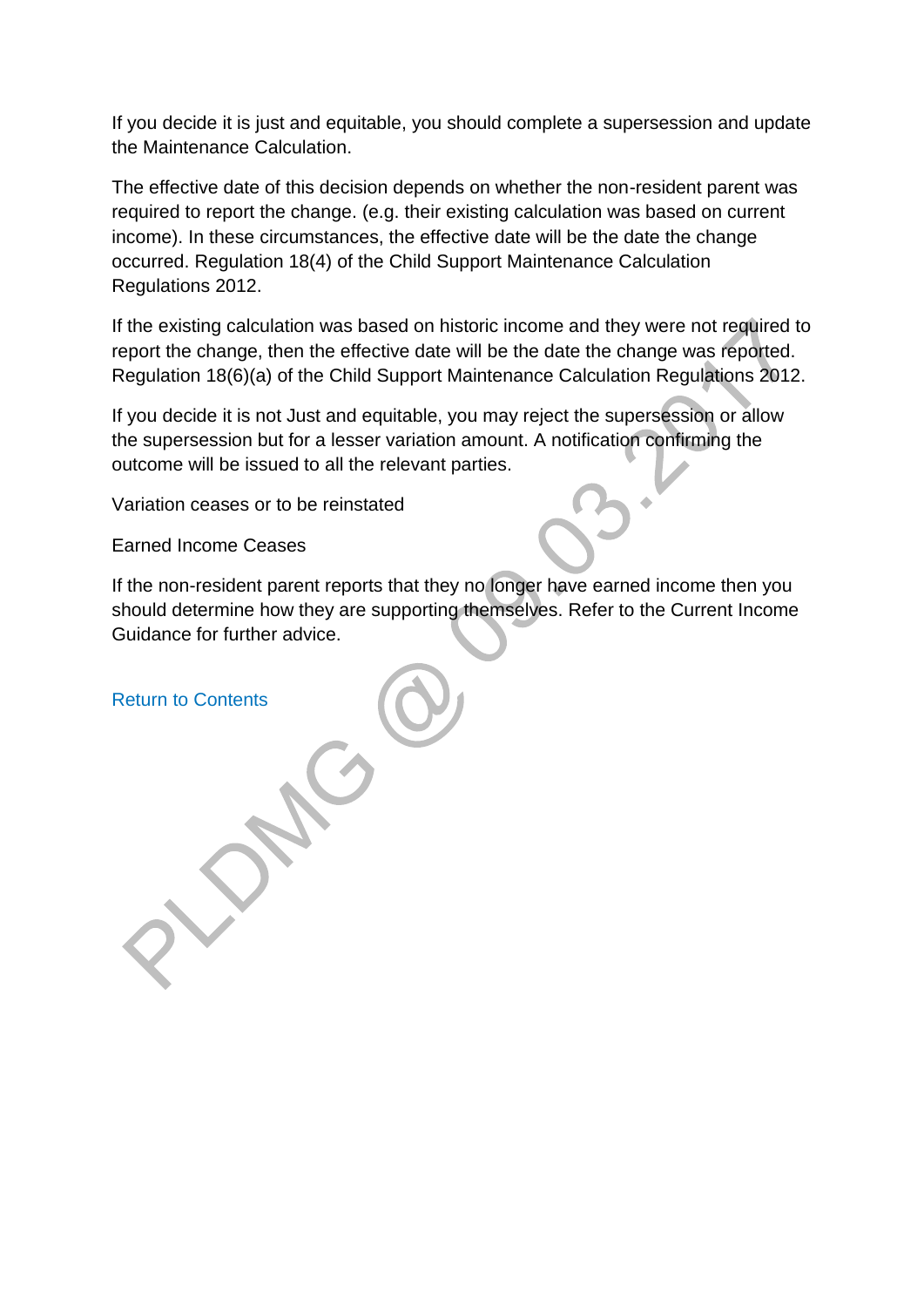If you decide it is just and equitable, you should complete a supersession and update the Maintenance Calculation.

The effective date of this decision depends on whether the non-resident parent was required to report the change. (e.g. their existing calculation was based on current income). In these circumstances, the effective date will be the date the change occurred. Regulation 18(4) of the Child Support Maintenance Calculation Regulations 2012.

If the existing calculation was based on historic income and they were not required to report the change, then the effective date will be the date the change was reported. Regulation 18(6)(a) of the Child Support Maintenance Calculation Regulations 2012.

If you decide it is not Just and equitable, you may reject the supersession or allow the supersession but for a lesser variation amount. A notification confirming the outcome will be issued to all the relevant parties.

Variation ceases or to be reinstated

Earned Income Ceases

If the non-resident parent reports that they no longer have earned income then you should determine how they are supporting themselves. Refer to the Current Income Guidance for further advice.

Return to Contents